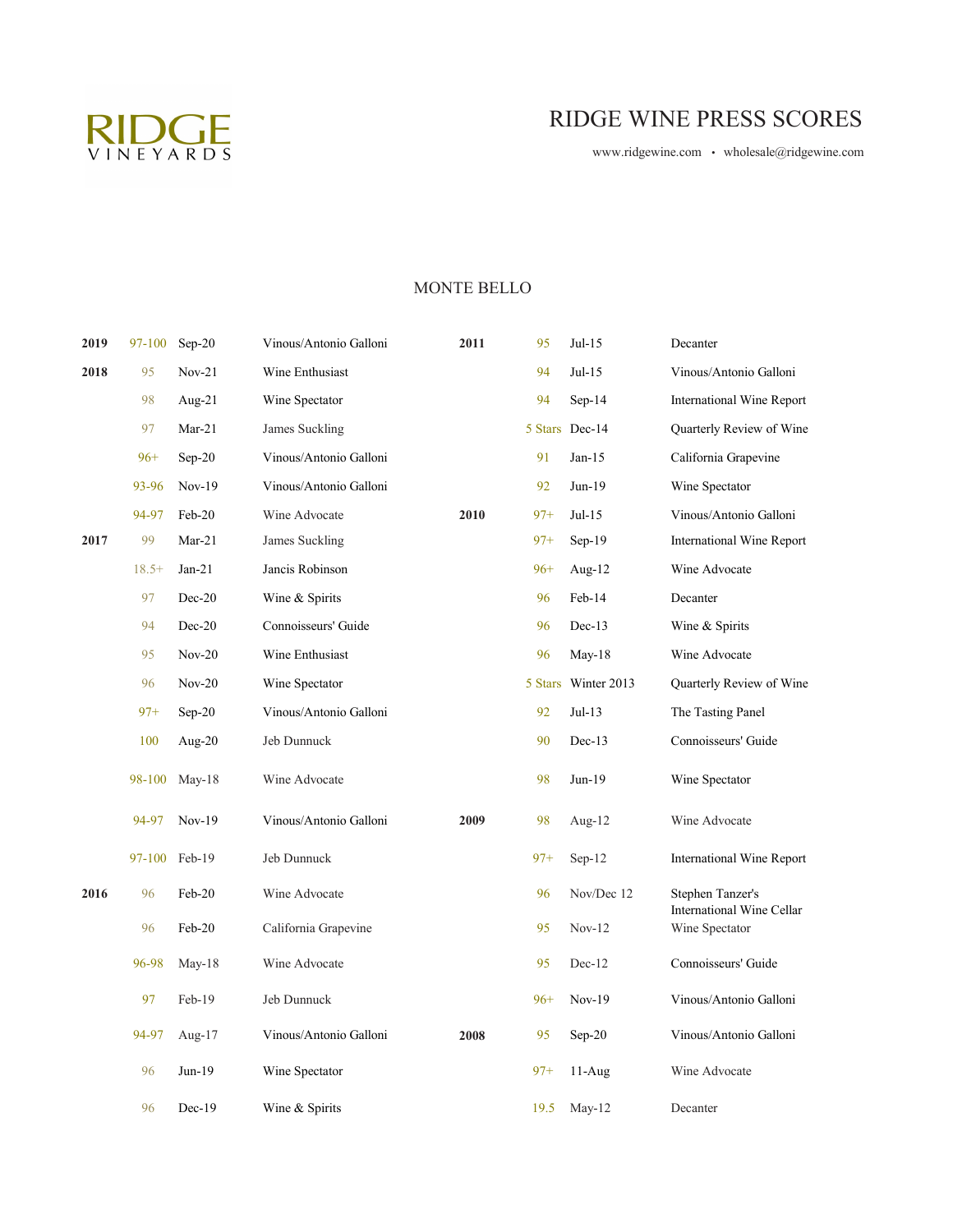RIDGE VINEYARDS

# RIDGE WINE PRESS SCORES

www.ridgewine.com • wholesale@ridgewine.com

## MONTE BELLO

| Vintage | Score | Date | Publication |
|---|---|---|---|
| 2019 | 97-100 | Sep-20 | Vinous/Antonio Galloni |
| 2018 | 95 | Nov-21 | Wine Enthusiast |
| | 98 | Aug-21 | Wine Spectator |
| | 97 | Mar-21 | James Suckling |
| | 96+ | Sep-20 | Vinous/Antonio Galloni |
| | 93-96 | Nov-19 | Vinous/Antonio Galloni |
| | 94-97 | Feb-20 | Wine Advocate |
| 2017 | 99 | Mar-21 | James Suckling |
| | 18.5+ | Jan-21 | Jancis Robinson |
| | 97 | Dec-20 | Wine & Spirits |
| | 94 | Dec-20 | Connoisseurs' Guide |
| | 95 | Nov-20 | Wine Enthusiast |
| | 96 | Nov-20 | Wine Spectator |
| | 97+ | Sep-20 | Vinous/Antonio Galloni |
| | 100 | Aug-20 | Jeb Dunnuck |
| | 98-100 | May-18 | Wine Advocate |
| | 94-97 | Nov-19 | Vinous/Antonio Galloni |
| | 97-100 | Feb-19 | Jeb Dunnuck |
| 2016 | 96 | Feb-20 | Wine Advocate |
| | 96 | Feb-20 | California Grapevine |
| | 96-98 | May-18 | Wine Advocate |
| | 97 | Feb-19 | Jeb Dunnuck |
| | 94-97 | Aug-17 | Vinous/Antonio Galloni |
| | 96 | Jun-19 | Wine Spectator |
| | 96 | Dec-19 | Wine & Spirits |
| 2011 | 95 | Jul-15 | Decanter |
| | 94 | Jul-15 | Vinous/Antonio Galloni |
| | 94 | Sep-14 | International Wine Report |
| | 5 Stars | Dec-14 | Quarterly Review of Wine |
| | 91 | Jan-15 | California Grapevine |
| | 92 | Jun-19 | Wine Spectator |
| 2010 | 97+ | Jul-15 | Vinous/Antonio Galloni |
| | 97+ | Sep-19 | International Wine Report |
| | 96+ | Aug-12 | Wine Advocate |
| | 96 | Feb-14 | Decanter |
| | 96 | Dec-13 | Wine & Spirits |
| | 96 | May-18 | Wine Advocate |
| | 5 Stars | Winter 2013 | Quarterly Review of Wine |
| | 92 | Jul-13 | The Tasting Panel |
| | 90 | Dec-13 | Connoisseurs' Guide |
| | 98 | Jun-19 | Wine Spectator |
| 2009 | 98 | Aug-12 | Wine Advocate |
| | 97+ | Sep-12 | International Wine Report |
| | 96 | Nov/Dec 12 | Stephen Tanzer's International Wine Cellar |
| | 95 | Nov-12 | Wine Spectator |
| | 95 | Dec-12 | Connoisseurs' Guide |
| | 96+ | Nov-19 | Vinous/Antonio Galloni |
| 2008 | 95 | Sep-20 | Vinous/Antonio Galloni |
| | 97+ | 11-Aug | Wine Advocate |
| | 19.5 | May-12 | Decanter |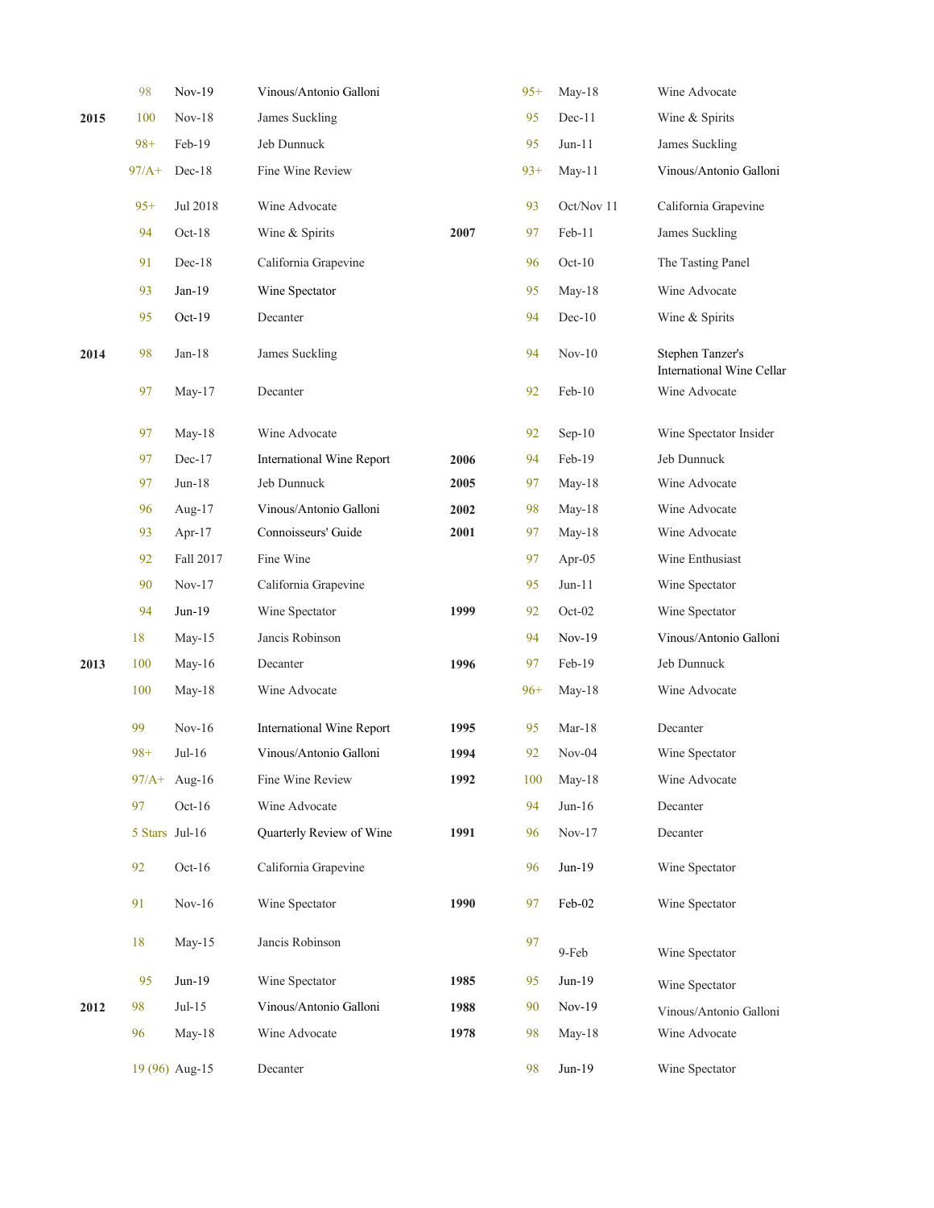| Vintage | Score | Date | Publication |
|---|---|---|---|
| | 98 | Nov-19 | Vinous/Antonio Galloni |
| 2015 | 100 | Nov-18 | James Suckling |
| | 98+ | Feb-19 | Jeb Dunnuck |
| | 97/A+ | Dec-18 | Fine Wine Review |
| | 95+ | Jul 2018 | Wine Advocate |
| | 94 | Oct-18 | Wine & Spirits |
| | 91 | Dec-18 | California Grapevine |
| | 93 | Jan-19 | Wine Spectator |
| | 95 | Oct-19 | Decanter |
| 2014 | 98 | Jan-18 | James Suckling |
| | 97 | May-17 | Decanter |
| | 97 | May-18 | Wine Advocate |
| | 97 | Dec-17 | International Wine Report |
| | 97 | Jun-18 | Jeb Dunnuck |
| | 96 | Aug-17 | Vinous/Antonio Galloni |
| | 93 | Apr-17 | Connoisseurs' Guide |
| | 92 | Fall 2017 | Fine Wine |
| | 90 | Nov-17 | California Grapevine |
| | 94 | Jun-19 | Wine Spectator |
| | 18 | May-15 | Jancis Robinson |
| 2013 | 100 | May-16 | Decanter |
| | 100 | May-18 | Wine Advocate |
| | 99 | Nov-16 | International Wine Report |
| | 98+ | Jul-16 | Vinous/Antonio Galloni |
| | 97/A+ | Aug-16 | Fine Wine Review |
| | 97 | Oct-16 | Wine Advocate |
| | 5 Stars | Jul-16 | Quarterly Review of Wine |
| | 92 | Oct-16 | California Grapevine |
| | 91 | Nov-16 | Wine Spectator |
| | 18 | May-15 | Jancis Robinson |
| | 95 | Jun-19 | Wine Spectator |
| 2012 | 98 | Jul-15 | Vinous/Antonio Galloni |
| | 96 | May-18 | Wine Advocate |
| | 19 (96) | Aug-15 | Decanter |
| | 95+ | May-18 | Wine Advocate |
| | 95 | Dec-11 | Wine & Spirits |
| | 95 | Jun-11 | James Suckling |
| | 93+ | May-11 | Vinous/Antonio Galloni |
| | 93 | Oct/Nov 11 | California Grapevine |
| 2007 | 97 | Feb-11 | James Suckling |
| | 96 | Oct-10 | The Tasting Panel |
| | 95 | May-18 | Wine Advocate |
| | 94 | Dec-10 | Wine & Spirits |
| | 94 | Nov-10 | Stephen Tanzer's International Wine Cellar |
| | 92 | Feb-10 | Wine Advocate |
| | 92 | Sep-10 | Wine Spectator Insider |
| 2006 | 94 | Feb-19 | Jeb Dunnuck |
| 2005 | 97 | May-18 | Wine Advocate |
| 2002 | 98 | May-18 | Wine Advocate |
| 2001 | 97 | May-18 | Wine Advocate |
| | 97 | Apr-05 | Wine Enthusiast |
| | 95 | Jun-11 | Wine Spectator |
| 1999 | 92 | Oct-02 | Wine Spectator |
| | 94 | Nov-19 | Vinous/Antonio Galloni |
| 1996 | 97 | Feb-19 | Jeb Dunnuck |
| | 96+ | May-18 | Wine Advocate |
| 1995 | 95 | Mar-18 | Decanter |
| 1994 | 92 | Nov-04 | Wine Spectator |
| 1992 | 100 | May-18 | Wine Advocate |
| | 94 | Jun-16 | Decanter |
| 1991 | 96 | Nov-17 | Decanter |
| | 96 | Jun-19 | Wine Spectator |
| 1990 | 97 | Feb-02 | Wine Spectator |
| | 97 | 9-Feb | Wine Spectator |
| 1985 | 95 | Jun-19 | Wine Spectator |
| 1988 | 90 | Nov-19 | Vinous/Antonio Galloni |
| 1978 | 98 | May-18 | Wine Advocate |
| | 98 | Jun-19 | Wine Spectator |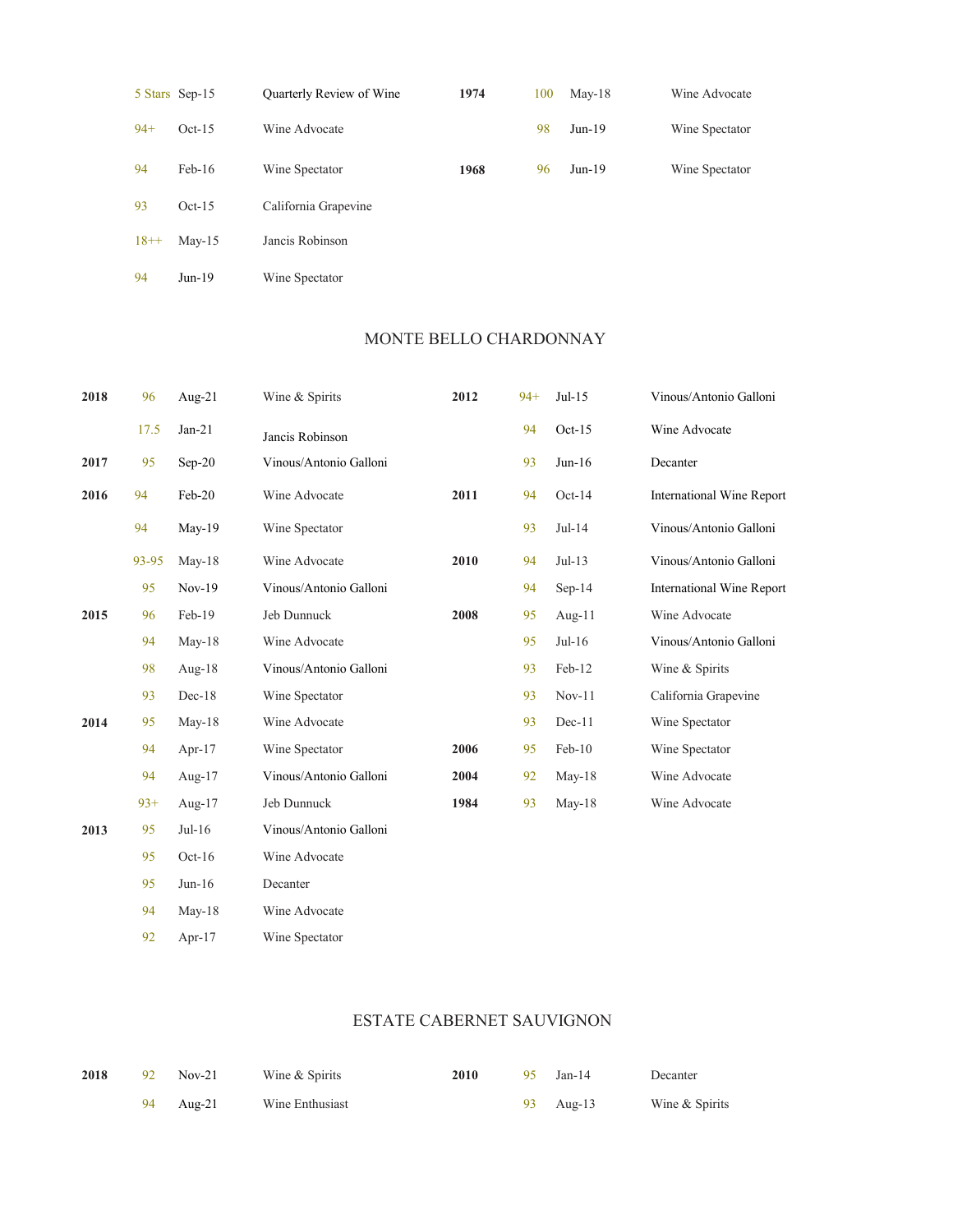| Vintage | Score | Date | Publication | Vintage | Score | Date | Publication |
|---|---|---|---|---|---|---|---|
| | 5 Stars | Sep-15 | Quarterly Review of Wine | **1974** | 100 | May-18 | Wine Advocate |
| | 94+ | Oct-15 | Wine Advocate | | 98 | Jun-19 | Wine Spectator |
| | 94 | Feb-16 | Wine Spectator | **1968** | 96 | Jun-19 | Wine Spectator |
| | 93 | Oct-15 | California Grapevine | | | | |
| | 18++ | May-15 | Jancis Robinson | | | | |
| | 94 | Jun-19 | Wine Spectator | | | | |

## MONTE BELLO CHARDONNAY

| Vintage | Score | Date | Publication | Vintage | Score | Date | Publication |
|---|---|---|---|---|---|---|---|
| **2018** | 96 | Aug-21 | Wine & Spirits | **2012** | 94+ | Jul-15 | Vinous/Antonio Galloni |
| | 17.5 | Jan-21 | Jancis Robinson | | 94 | Oct-15 | Wine Advocate |
| **2017** | 95 | Sep-20 | Vinous/Antonio Galloni | | 93 | Jun-16 | Decanter |
| **2016** | 94 | Feb-20 | Wine Advocate | **2011** | 94 | Oct-14 | International Wine Report |
| | 94 | May-19 | Wine Spectator | | 93 | Jul-14 | Vinous/Antonio Galloni |
| | 93-95 | May-18 | Wine Advocate | **2010** | 94 | Jul-13 | Vinous/Antonio Galloni |
| | 95 | Nov-19 | Vinous/Antonio Galloni | | 94 | Sep-14 | International Wine Report |
| **2015** | 96 | Feb-19 | Jeb Dunnuck | **2008** | 95 | Aug-11 | Wine Advocate |
| | 94 | May-18 | Wine Advocate | | 95 | Jul-16 | Vinous/Antonio Galloni |
| | 98 | Aug-18 | Vinous/Antonio Galloni | | 93 | Feb-12 | Wine & Spirits |
| | 93 | Dec-18 | Wine Spectator | | 93 | Nov-11 | California Grapevine |
| **2014** | 95 | May-18 | Wine Advocate | | 93 | Dec-11 | Wine Spectator |
| | 94 | Apr-17 | Wine Spectator | **2006** | 95 | Feb-10 | Wine Spectator |
| | 94 | Aug-17 | Vinous/Antonio Galloni | **2004** | 92 | May-18 | Wine Advocate |
| | 93+ | Aug-17 | Jeb Dunnuck | **1984** | 93 | May-18 | Wine Advocate |
| **2013** | 95 | Jul-16 | Vinous/Antonio Galloni | | | | |
| | 95 | Oct-16 | Wine Advocate | | | | |
| | 95 | Jun-16 | Decanter | | | | |
| | 94 | May-18 | Wine Advocate | | | | |
| | 92 | Apr-17 | Wine Spectator | | | | |

## ESTATE CABERNET SAUVIGNON

| Vintage | Score | Date | Publication | Vintage | Score | Date | Publication |
|---|---|---|---|---|---|---|---|
| **2018** | 92 | Nov-21 | Wine & Spirits | **2010** | 95 | Jan-14 | Decanter |
| | 94 | Aug-21 | Wine Enthusiast | | 93 | Aug-13 | Wine & Spirits |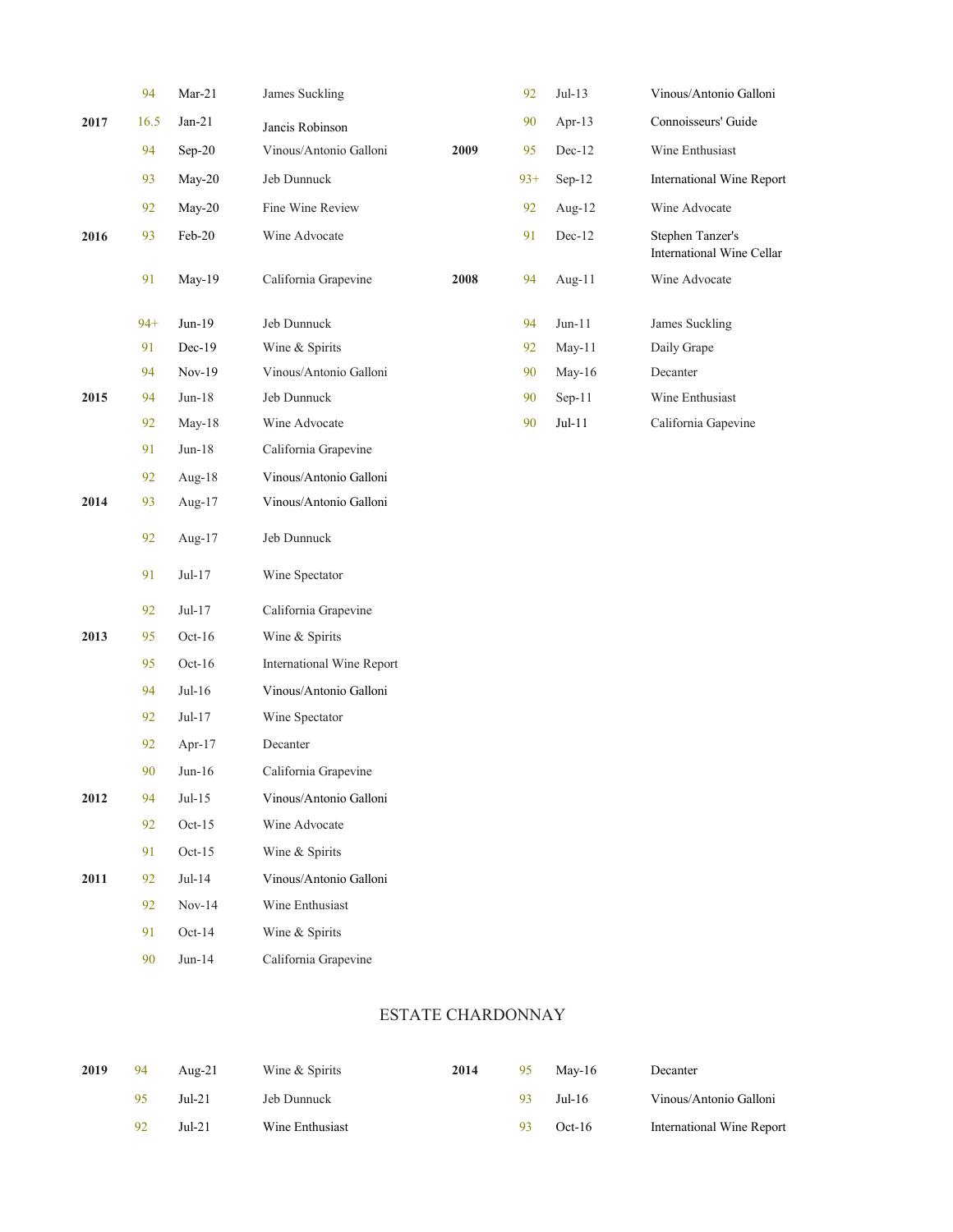| Vintage | Score | Date | Publication |
|---|---|---|---|
| | 94 | Mar-21 | James Suckling |
| 2017 | 16.5 | Jan-21 | Jancis Robinson |
| | 94 | Sep-20 | Vinous/Antonio Galloni |
| | 93 | May-20 | Jeb Dunnuck |
| | 92 | May-20 | Fine Wine Review |
| 2016 | 93 | Feb-20 | Wine Advocate |
| | 91 | May-19 | California Grapevine |
| | 94+ | Jun-19 | Jeb Dunnuck |
| | 91 | Dec-19 | Wine & Spirits |
| | 94 | Nov-19 | Vinous/Antonio Galloni |
| 2015 | 94 | Jun-18 | Jeb Dunnuck |
| | 92 | May-18 | Wine Advocate |
| | 91 | Jun-18 | California Grapevine |
| | 92 | Aug-18 | Vinous/Antonio Galloni |
| 2014 | 93 | Aug-17 | Vinous/Antonio Galloni |
| | 92 | Aug-17 | Jeb Dunnuck |
| | 91 | Jul-17 | Wine Spectator |
| | 92 | Jul-17 | California Grapevine |
| 2013 | 95 | Oct-16 | Wine & Spirits |
| | 95 | Oct-16 | International Wine Report |
| | 94 | Jul-16 | Vinous/Antonio Galloni |
| | 92 | Jul-17 | Wine Spectator |
| | 92 | Apr-17 | Decanter |
| | 90 | Jun-16 | California Grapevine |
| 2012 | 94 | Jul-15 | Vinous/Antonio Galloni |
| | 92 | Oct-15 | Wine Advocate |
| | 91 | Oct-15 | Wine & Spirits |
| 2011 | 92 | Jul-14 | Vinous/Antonio Galloni |
| | 92 | Nov-14 | Wine Enthusiast |
| | 91 | Oct-14 | Wine & Spirits |
| | 90 | Jun-14 | California Grapevine |
| | 92 | Jul-13 | Vinous/Antonio Galloni |
| | 90 | Apr-13 | Connoisseurs' Guide |
| 2009 | 95 | Dec-12 | Wine Enthusiast |
| | 93+ | Sep-12 | International Wine Report |
| | 92 | Aug-12 | Wine Advocate |
| | 91 | Dec-12 | Stephen Tanzer's International Wine Cellar |
| 2008 | 94 | Aug-11 | Wine Advocate |
| | 94 | Jun-11 | James Suckling |
| | 92 | May-11 | Daily Grape |
| | 90 | May-16 | Decanter |
| | 90 | Sep-11 | Wine Enthusiast |
| | 90 | Jul-11 | California Gapevine |

## ESTATE CHARDONNAY

| Vintage | Score | Date | Publication |
|---|---|---|---|
| 2019 | 94 | Aug-21 | Wine & Spirits |
| | 95 | Jul-21 | Jeb Dunnuck |
| | 92 | Jul-21 | Wine Enthusiast |
| 2014 | 95 | May-16 | Decanter |
| | 93 | Jul-16 | Vinous/Antonio Galloni |
| | 93 | Oct-16 | International Wine Report |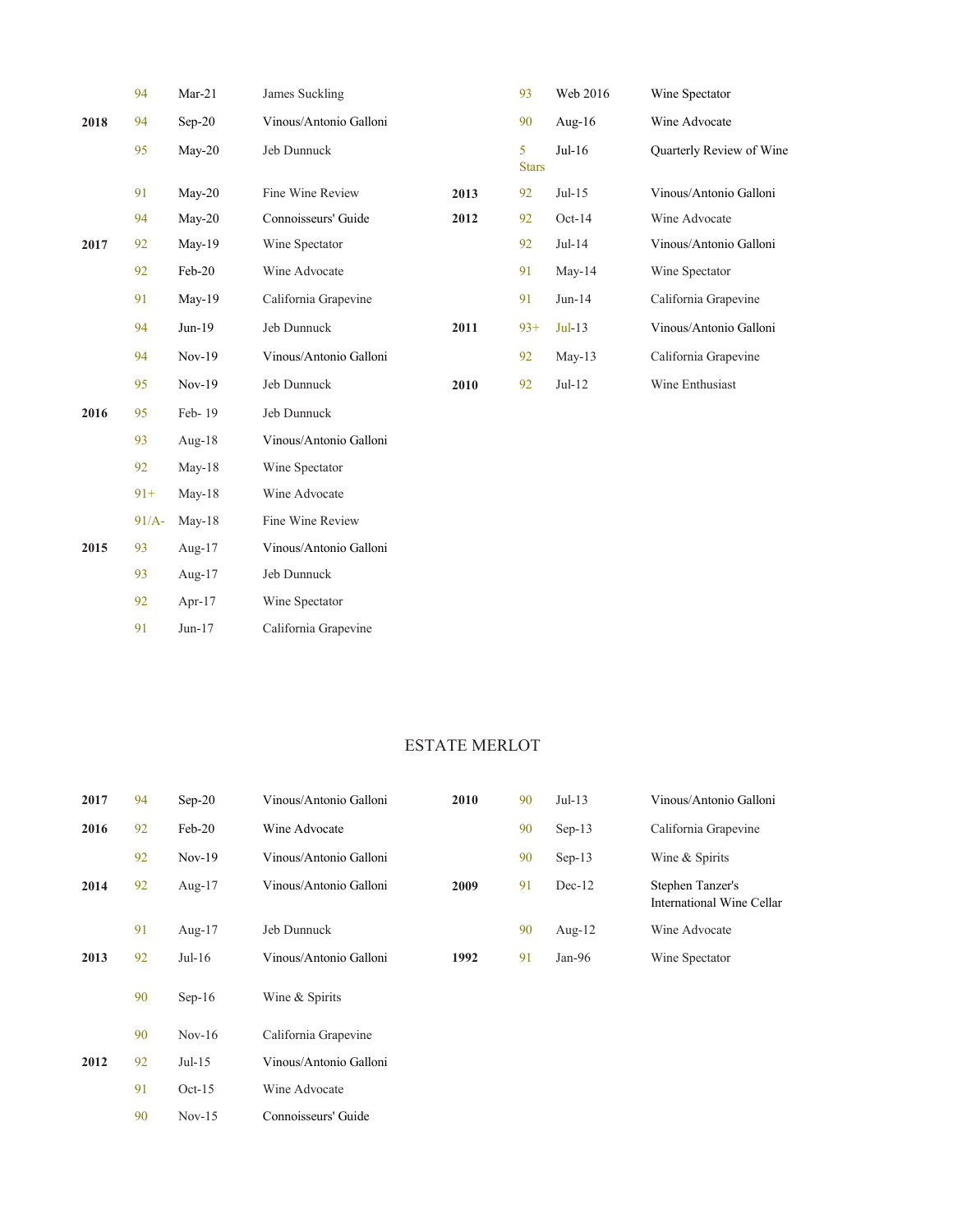| Vintage | Score | Date | Publication |
|---|---|---|---|
| | 94 | Mar-21 | James Suckling |
| 2018 | 94 | Sep-20 | Vinous/Antonio Galloni |
| | 95 | May-20 | Jeb Dunnuck |
| | 91 | May-20 | Fine Wine Review |
| | 94 | May-20 | Connoisseurs' Guide |
| 2017 | 92 | May-19 | Wine Spectator |
| | 92 | Feb-20 | Wine Advocate |
| | 91 | May-19 | California Grapevine |
| | 94 | Jun-19 | Jeb Dunnuck |
| | 94 | Nov-19 | Vinous/Antonio Galloni |
| | 95 | Nov-19 | Jeb Dunnuck |
| 2016 | 95 | Feb- 19 | Jeb Dunnuck |
| | 93 | Aug-18 | Vinous/Antonio Galloni |
| | 92 | May-18 | Wine Spectator |
| | 91+ | May-18 | Wine Advocate |
| | 91/A- | May-18 | Fine Wine Review |
| 2015 | 93 | Aug-17 | Vinous/Antonio Galloni |
| | 93 | Aug-17 | Jeb Dunnuck |
| | 92 | Apr-17 | Wine Spectator |
| | 91 | Jun-17 | California Grapevine |
| | 93 | Web 2016 | Wine Spectator |
| | 90 | Aug-16 | Wine Advocate |
| | 5 Stars | Jul-16 | Quarterly Review of Wine |
| 2013 | 92 | Jul-15 | Vinous/Antonio Galloni |
| 2012 | 92 | Oct-14 | Wine Advocate |
| | 92 | Jul-14 | Vinous/Antonio Galloni |
| | 91 | May-14 | Wine Spectator |
| | 91 | Jun-14 | California Grapevine |
| 2011 | 93+ | Jul-13 | Vinous/Antonio Galloni |
| | 92 | May-13 | California Grapevine |
| 2010 | 92 | Jul-12 | Wine Enthusiast |

## ESTATE MERLOT

| Vintage | Score | Date | Publication |
|---|---|---|---|
| 2017 | 94 | Sep-20 | Vinous/Antonio Galloni |
| 2016 | 92 | Feb-20 | Wine Advocate |
| | 92 | Nov-19 | Vinous/Antonio Galloni |
| 2014 | 92 | Aug-17 | Vinous/Antonio Galloni |
| | 91 | Aug-17 | Jeb Dunnuck |
| 2013 | 92 | Jul-16 | Vinous/Antonio Galloni |
| | 90 | Sep-16 | Wine & Spirits |
| | 90 | Nov-16 | California Grapevine |
| 2012 | 92 | Jul-15 | Vinous/Antonio Galloni |
| | 91 | Oct-15 | Wine Advocate |
| | 90 | Nov-15 | Connoisseurs' Guide |
| 2010 | 90 | Jul-13 | Vinous/Antonio Galloni |
| | 90 | Sep-13 | California Grapevine |
| | 90 | Sep-13 | Wine & Spirits |
| 2009 | 91 | Dec-12 | Stephen Tanzer's International Wine Cellar |
| | 90 | Aug-12 | Wine Advocate |
| 1992 | 91 | Jan-96 | Wine Spectator |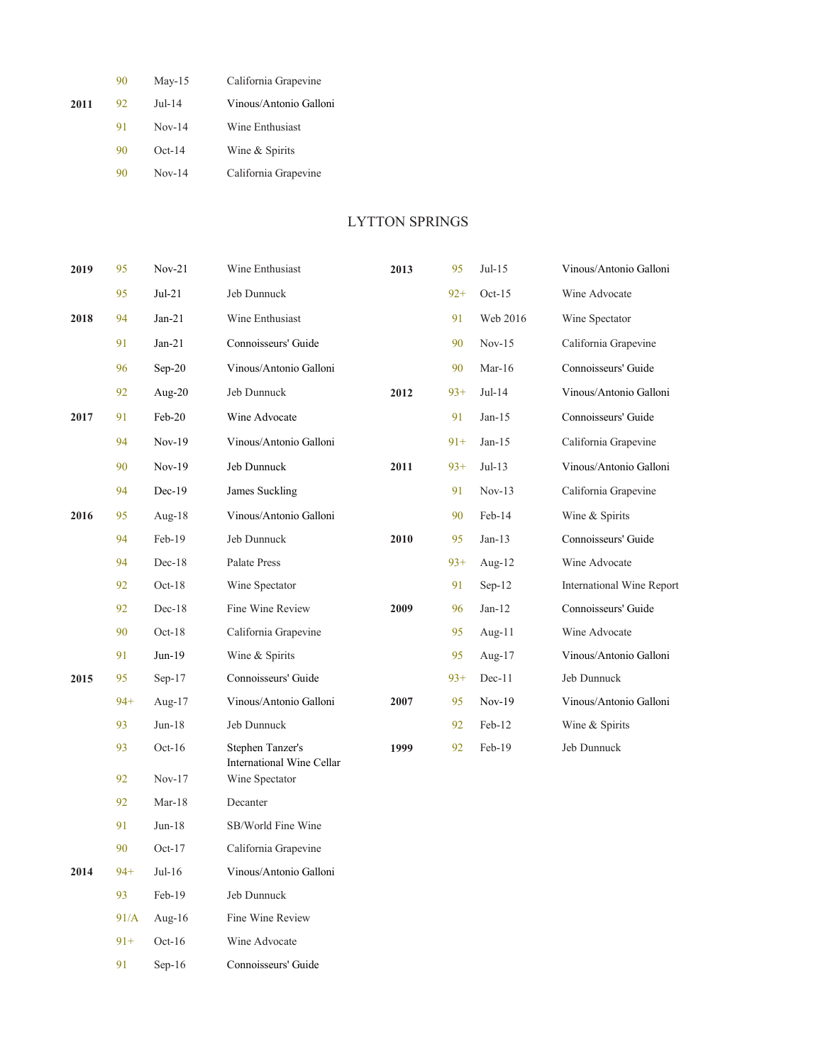| | | | |
|---|---|---|---|
| | 90 | May-15 | California Grapevine |
| 2011 | 92 | Jul-14 | Vinous/Antonio Galloni |
| | 91 | Nov-14 | Wine Enthusiast |
| | 90 | Oct-14 | Wine & Spirits |
| | 90 | Nov-14 | California Grapevine |

## LYTTON SPRINGS

| | | | |
|---|---|---|---|
| 2019 | 95 | Nov-21 | Wine Enthusiast |
| | 95 | Jul-21 | Jeb Dunnuck |
| 2018 | 94 | Jan-21 | Wine Enthusiast |
| | 91 | Jan-21 | Connoisseurs' Guide |
| | 96 | Sep-20 | Vinous/Antonio Galloni |
| | 92 | Aug-20 | Jeb Dunnuck |
| 2017 | 91 | Feb-20 | Wine Advocate |
| | 94 | Nov-19 | Vinous/Antonio Galloni |
| | 90 | Nov-19 | Jeb Dunnuck |
| | 94 | Dec-19 | James Suckling |
| 2016 | 95 | Aug-18 | Vinous/Antonio Galloni |
| | 94 | Feb-19 | Jeb Dunnuck |
| | 94 | Dec-18 | Palate Press |
| | 92 | Oct-18 | Wine Spectator |
| | 92 | Dec-18 | Fine Wine Review |
| | 90 | Oct-18 | California Grapevine |
| | 91 | Jun-19 | Wine & Spirits |
| 2015 | 95 | Sep-17 | Connoisseurs' Guide |
| | 94+ | Aug-17 | Vinous/Antonio Galloni |
| | 93 | Jun-18 | Jeb Dunnuck |
| | 93 | Oct-16 | Stephen Tanzer's International Wine Cellar |
| | 92 | Nov-17 | Wine Spectator |
| | 92 | Mar-18 | Decanter |
| | 91 | Jun-18 | SB/World Fine Wine |
| | 90 | Oct-17 | California Grapevine |
| 2014 | 94+ | Jul-16 | Vinous/Antonio Galloni |
| | 93 | Feb-19 | Jeb Dunnuck |
| | 91/A | Aug-16 | Fine Wine Review |
| | 91+ | Oct-16 | Wine Advocate |
| | 91 | Sep-16 | Connoisseurs' Guide |
| 2013 | 95 | Jul-15 | Vinous/Antonio Galloni |
| | 92+ | Oct-15 | Wine Advocate |
| | 91 | Web 2016 | Wine Spectator |
| | 90 | Nov-15 | California Grapevine |
| | 90 | Mar-16 | Connoisseurs' Guide |
| 2012 | 93+ | Jul-14 | Vinous/Antonio Galloni |
| | 91 | Jan-15 | Connoisseurs' Guide |
| | 91+ | Jan-15 | California Grapevine |
| 2011 | 93+ | Jul-13 | Vinous/Antonio Galloni |
| | 91 | Nov-13 | California Grapevine |
| | 90 | Feb-14 | Wine & Spirits |
| 2010 | 95 | Jan-13 | Connoisseurs' Guide |
| | 93+ | Aug-12 | Wine Advocate |
| | 91 | Sep-12 | International Wine Report |
| 2009 | 96 | Jan-12 | Connoisseurs' Guide |
| | 95 | Aug-11 | Wine Advocate |
| | 95 | Aug-17 | Vinous/Antonio Galloni |
| | 93+ | Dec-11 | Jeb Dunnuck |
| 2007 | 95 | Nov-19 | Vinous/Antonio Galloni |
| | 92 | Feb-12 | Wine & Spirits |
| 1999 | 92 | Feb-19 | Jeb Dunnuck |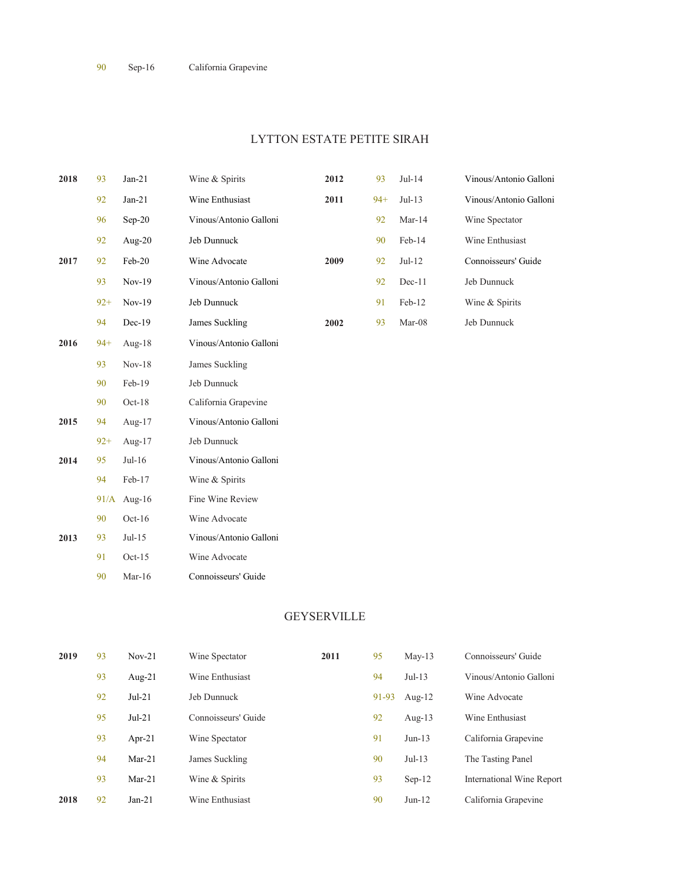| | 90 | Sep-16 | California Grapevine |
|---|---|---|---|

## LYTTON ESTATE PETITE SIRAH

| Vintage | Score | Date | Publication |
|---|---|---|---|
| 2018 | 93 | Jan-21 | Wine & Spirits |
| | 92 | Jan-21 | Wine Enthusiast |
| | 96 | Sep-20 | Vinous/Antonio Galloni |
| | 92 | Aug-20 | Jeb Dunnuck |
| 2017 | 92 | Feb-20 | Wine Advocate |
| | 93 | Nov-19 | Vinous/Antonio Galloni |
| | 92+ | Nov-19 | Jeb Dunnuck |
| | 94 | Dec-19 | James Suckling |
| 2016 | 94+ | Aug-18 | Vinous/Antonio Galloni |
| | 93 | Nov-18 | James Suckling |
| | 90 | Feb-19 | Jeb Dunnuck |
| | 90 | Oct-18 | California Grapevine |
| 2015 | 94 | Aug-17 | Vinous/Antonio Galloni |
| | 92+ | Aug-17 | Jeb Dunnuck |
| 2014 | 95 | Jul-16 | Vinous/Antonio Galloni |
| | 94 | Feb-17 | Wine & Spirits |
| | 91/A | Aug-16 | Fine Wine Review |
| | 90 | Oct-16 | Wine Advocate |
| 2013 | 93 | Jul-15 | Vinous/Antonio Galloni |
| | 91 | Oct-15 | Wine Advocate |
| | 90 | Mar-16 | Connoisseurs' Guide |
| 2012 | 93 | Jul-14 | Vinous/Antonio Galloni |
| 2011 | 94+ | Jul-13 | Vinous/Antonio Galloni |
| | 92 | Mar-14 | Wine Spectator |
| | 90 | Feb-14 | Wine Enthusiast |
| 2009 | 92 | Jul-12 | Connoisseurs' Guide |
| | 92 | Dec-11 | Jeb Dunnuck |
| | 91 | Feb-12 | Wine & Spirits |
| 2002 | 93 | Mar-08 | Jeb Dunnuck |

## GEYSERVILLE

| Vintage | Score | Date | Publication |
|---|---|---|---|
| 2019 | 93 | Nov-21 | Wine Spectator |
| | 93 | Aug-21 | Wine Enthusiast |
| | 92 | Jul-21 | Jeb Dunnuck |
| | 95 | Jul-21 | Connoisseurs' Guide |
| | 93 | Apr-21 | Wine Spectator |
| | 94 | Mar-21 | James Suckling |
| | 93 | Mar-21 | Wine & Spirits |
| 2018 | 92 | Jan-21 | Wine Enthusiast |
| 2011 | 95 | May-13 | Connoisseurs' Guide |
| | 94 | Jul-13 | Vinous/Antonio Galloni |
| | 91-93 | Aug-12 | Wine Advocate |
| | 92 | Aug-13 | Wine Enthusiast |
| | 91 | Jun-13 | California Grapevine |
| | 90 | Jul-13 | The Tasting Panel |
| | 93 | Sep-12 | International Wine Report |
| | 90 | Jun-12 | California Grapevine |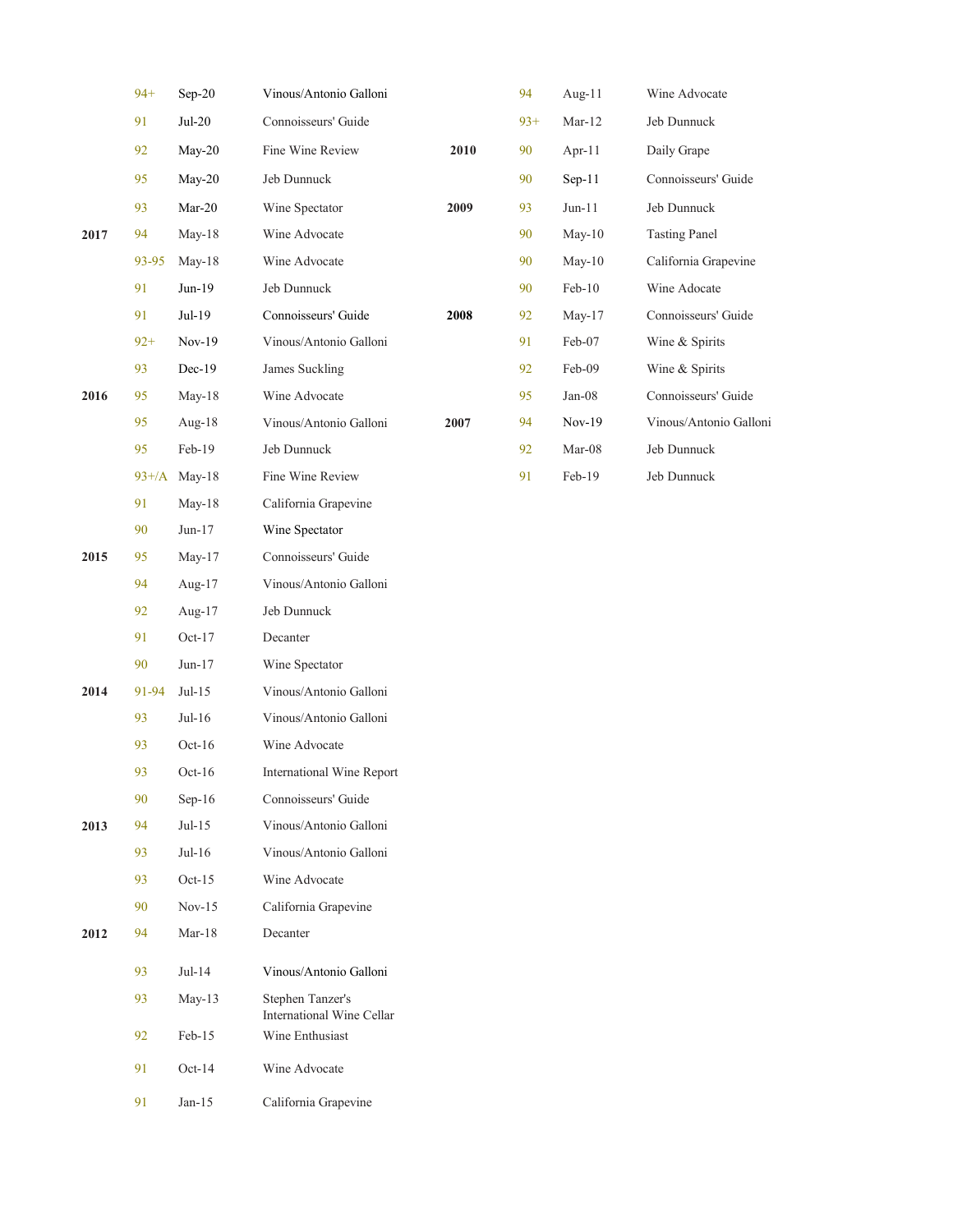| Vintage | Score | Date | Publication |
|---|---|---|---|
| | 94+ | Sep-20 | Vinous/Antonio Galloni |
| | 91 | Jul-20 | Connoisseurs' Guide |
| | 92 | May-20 | Fine Wine Review |
| | 95 | May-20 | Jeb Dunnuck |
| | 93 | Mar-20 | Wine Spectator |
| 2017 | 94 | May-18 | Wine Advocate |
| | 93-95 | May-18 | Wine Advocate |
| | 91 | Jun-19 | Jeb Dunnuck |
| | 91 | Jul-19 | Connoisseurs' Guide |
| | 92+ | Nov-19 | Vinous/Antonio Galloni |
| | 93 | Dec-19 | James Suckling |
| 2016 | 95 | May-18 | Wine Advocate |
| | 95 | Aug-18 | Vinous/Antonio Galloni |
| | 95 | Feb-19 | Jeb Dunnuck |
| | 93+/A | May-18 | Fine Wine Review |
| | 91 | May-18 | California Grapevine |
| | 90 | Jun-17 | Wine Spectator |
| 2015 | 95 | May-17 | Connoisseurs' Guide |
| | 94 | Aug-17 | Vinous/Antonio Galloni |
| | 92 | Aug-17 | Jeb Dunnuck |
| | 91 | Oct-17 | Decanter |
| | 90 | Jun-17 | Wine Spectator |
| 2014 | 91-94 | Jul-15 | Vinous/Antonio Galloni |
| | 93 | Jul-16 | Vinous/Antonio Galloni |
| | 93 | Oct-16 | Wine Advocate |
| | 93 | Oct-16 | International Wine Report |
| | 90 | Sep-16 | Connoisseurs' Guide |
| 2013 | 94 | Jul-15 | Vinous/Antonio Galloni |
| | 93 | Jul-16 | Vinous/Antonio Galloni |
| | 93 | Oct-15 | Wine Advocate |
| | 90 | Nov-15 | California Grapevine |
| 2012 | 94 | Mar-18 | Decanter |
| | 93 | Jul-14 | Vinous/Antonio Galloni |
| | 93 | May-13 | Stephen Tanzer's International Wine Cellar |
| | 92 | Feb-15 | Wine Enthusiast |
| | 91 | Oct-14 | Wine Advocate |
| | 91 | Jan-15 | California Grapevine |
| | 94 | Aug-11 | Wine Advocate |
| | 93+ | Mar-12 | Jeb Dunnuck |
| 2010 | 90 | Apr-11 | Daily Grape |
| | 90 | Sep-11 | Connoisseurs' Guide |
| 2009 | 93 | Jun-11 | Jeb Dunnuck |
| | 90 | May-10 | Tasting Panel |
| | 90 | May-10 | California Grapevine |
| | 90 | Feb-10 | Wine Adocate |
| 2008 | 92 | May-17 | Connoisseurs' Guide |
| | 91 | Feb-07 | Wine & Spirits |
| | 92 | Feb-09 | Wine & Spirits |
| | 95 | Jan-08 | Connoisseurs' Guide |
| 2007 | 94 | Nov-19 | Vinous/Antonio Galloni |
| | 92 | Mar-08 | Jeb Dunnuck |
| | 91 | Feb-19 | Jeb Dunnuck |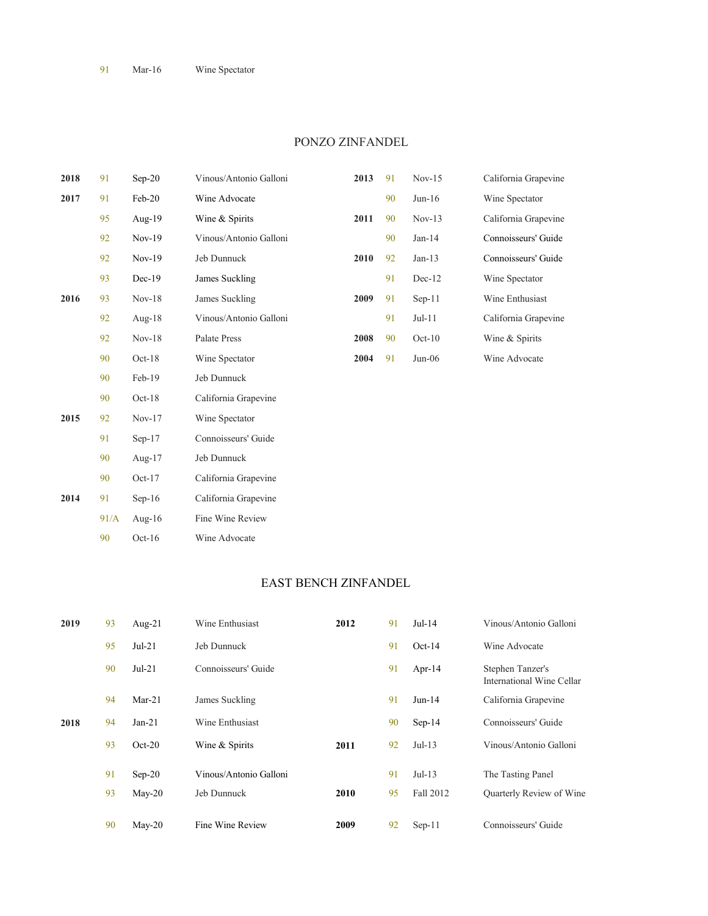| | | | |
|---|---|---|---|
| | 91 | Mar-16 | Wine Spectator |

## PONZO ZINFANDEL

| Vintage | Score | Date | Publication |
|---|---|---|---|
| 2018 | 91 | Sep-20 | Vinous/Antonio Galloni |
| 2017 | 91 | Feb-20 | Wine Advocate |
| | 95 | Aug-19 | Wine & Spirits |
| | 92 | Nov-19 | Vinous/Antonio Galloni |
| | 92 | Nov-19 | Jeb Dunnuck |
| | 93 | Dec-19 | James Suckling |
| 2016 | 93 | Nov-18 | James Suckling |
| | 92 | Aug-18 | Vinous/Antonio Galloni |
| | 92 | Nov-18 | Palate Press |
| | 90 | Oct-18 | Wine Spectator |
| | 90 | Feb-19 | Jeb Dunnuck |
| | 90 | Oct-18 | California Grapevine |
| 2015 | 92 | Nov-17 | Wine Spectator |
| | 91 | Sep-17 | Connoisseurs' Guide |
| | 90 | Aug-17 | Jeb Dunnuck |
| | 90 | Oct-17 | California Grapevine |
| 2014 | 91 | Sep-16 | California Grapevine |
| | 91/A | Aug-16 | Fine Wine Review |
| | 90 | Oct-16 | Wine Advocate |
| 2013 | 91 | Nov-15 | California Grapevine |
| | 90 | Jun-16 | Wine Spectator |
| 2011 | 90 | Nov-13 | California Grapevine |
| | 90 | Jan-14 | Connoisseurs' Guide |
| 2010 | 92 | Jan-13 | Connoisseurs' Guide |
| | 91 | Dec-12 | Wine Spectator |
| 2009 | 91 | Sep-11 | Wine Enthusiast |
| | 91 | Jul-11 | California Grapevine |
| 2008 | 90 | Oct-10 | Wine & Spirits |
| 2004 | 91 | Jun-06 | Wine Advocate |

## EAST BENCH ZINFANDEL

| Vintage | Score | Date | Publication |
|---|---|---|---|
| 2019 | 93 | Aug-21 | Wine Enthusiast |
| | 95 | Jul-21 | Jeb Dunnuck |
| | 90 | Jul-21 | Connoisseurs' Guide |
| | 94 | Mar-21 | James Suckling |
| 2018 | 94 | Jan-21 | Wine Enthusiast |
| | 93 | Oct-20 | Wine & Spirits |
| | 91 | Sep-20 | Vinous/Antonio Galloni |
| | 93 | May-20 | Jeb Dunnuck |
| | 90 | May-20 | Fine Wine Review |
| 2012 | 91 | Jul-14 | Vinous/Antonio Galloni |
| | 91 | Oct-14 | Wine Advocate |
| | 91 | Apr-14 | Stephen Tanzer's International Wine Cellar |
| | 91 | Jun-14 | California Grapevine |
| | 90 | Sep-14 | Connoisseurs' Guide |
| 2011 | 92 | Jul-13 | Vinous/Antonio Galloni |
| | 91 | Jul-13 | The Tasting Panel |
| 2010 | 95 | Fall 2012 | Quarterly Review of Wine |
| 2009 | 92 | Sep-11 | Connoisseurs' Guide |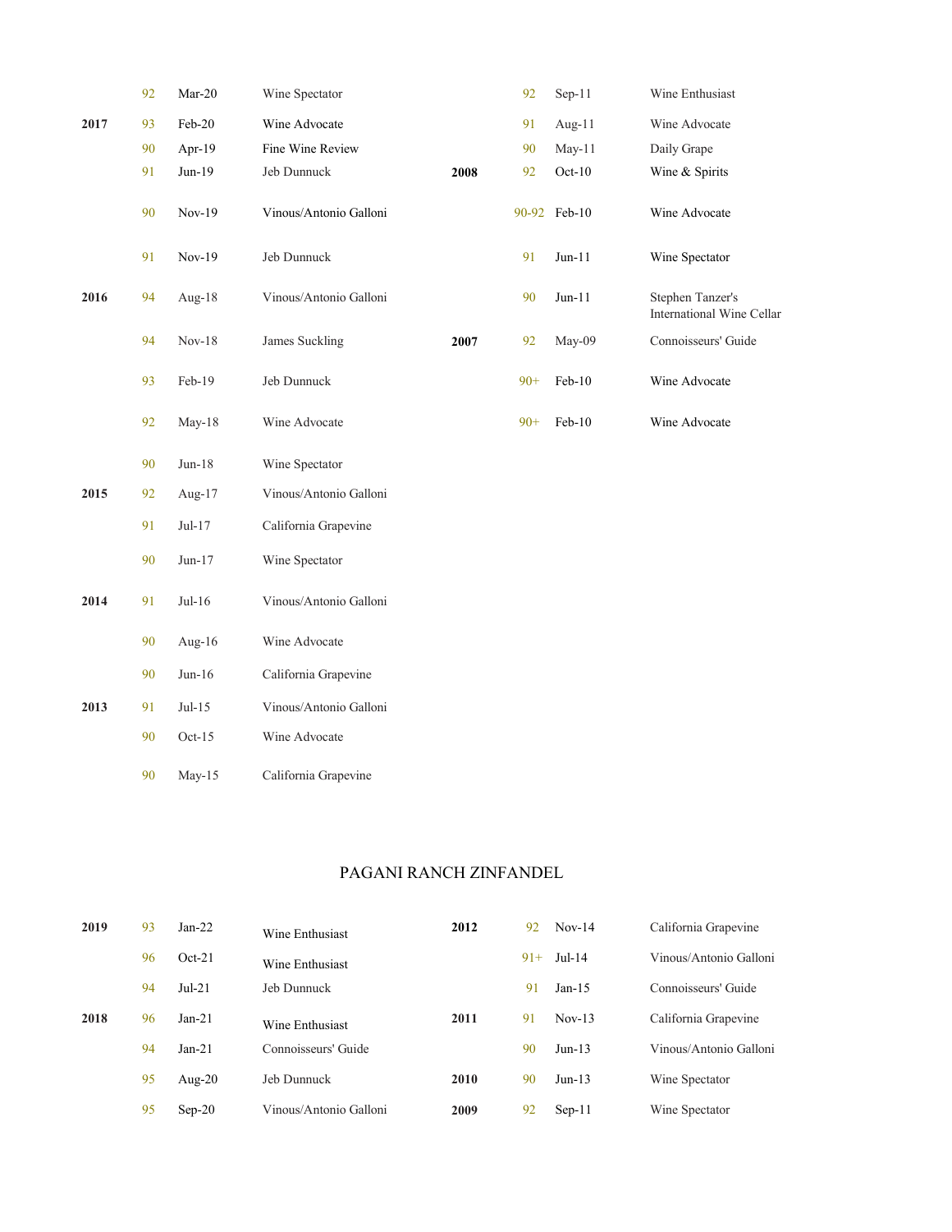| Vintage | Score | Date | Publication |
|---|---|---|---|
| | 92 | Mar-20 | Wine Spectator |
| 2017 | 93 | Feb-20 | Wine Advocate |
| | 90 | Apr-19 | Fine Wine Review |
| | 91 | Jun-19 | Jeb Dunnuck |
| | 90 | Nov-19 | Vinous/Antonio Galloni |
| | 91 | Nov-19 | Jeb Dunnuck |
| 2016 | 94 | Aug-18 | Vinous/Antonio Galloni |
| | 94 | Nov-18 | James Suckling |
| | 93 | Feb-19 | Jeb Dunnuck |
| | 92 | May-18 | Wine Advocate |
| | 90 | Jun-18 | Wine Spectator |
| 2015 | 92 | Aug-17 | Vinous/Antonio Galloni |
| | 91 | Jul-17 | California Grapevine |
| | 90 | Jun-17 | Wine Spectator |
| 2014 | 91 | Jul-16 | Vinous/Antonio Galloni |
| | 90 | Aug-16 | Wine Advocate |
| | 90 | Jun-16 | California Grapevine |
| 2013 | 91 | Jul-15 | Vinous/Antonio Galloni |
| | 90 | Oct-15 | Wine Advocate |
| | 90 | May-15 | California Grapevine |
| | 92 | Sep-11 | Wine Enthusiast |
| | 91 | Aug-11 | Wine Advocate |
| | 90 | May-11 | Daily Grape |
| 2008 | 92 | Oct-10 | Wine & Spirits |
| | 90-92 | Feb-10 | Wine Advocate |
| | 91 | Jun-11 | Wine Spectator |
| | 90 | Jun-11 | Stephen Tanzer's International Wine Cellar |
| 2007 | 92 | May-09 | Connoisseurs' Guide |
| | 90+ | Feb-10 | Wine Advocate |
| | 90+ | Feb-10 | Wine Advocate |

## PAGANI RANCH ZINFANDEL

| Vintage | Score | Date | Publication |
|---|---|---|---|
| 2019 | 93 | Jan-22 | Wine Enthusiast |
| | 96 | Oct-21 | Wine Enthusiast |
| | 94 | Jul-21 | Jeb Dunnuck |
| 2018 | 96 | Jan-21 | Wine Enthusiast |
| | 94 | Jan-21 | Connoisseurs' Guide |
| | 95 | Aug-20 | Jeb Dunnuck |
| | 95 | Sep-20 | Vinous/Antonio Galloni |
| 2012 | 92 | Nov-14 | California Grapevine |
| | 91+ | Jul-14 | Vinous/Antonio Galloni |
| | 91 | Jan-15 | Connoisseurs' Guide |
| 2011 | 91 | Nov-13 | California Grapevine |
| | 90 | Jun-13 | Vinous/Antonio Galloni |
| 2010 | 90 | Jun-13 | Wine Spectator |
| 2009 | 92 | Sep-11 | Wine Spectator |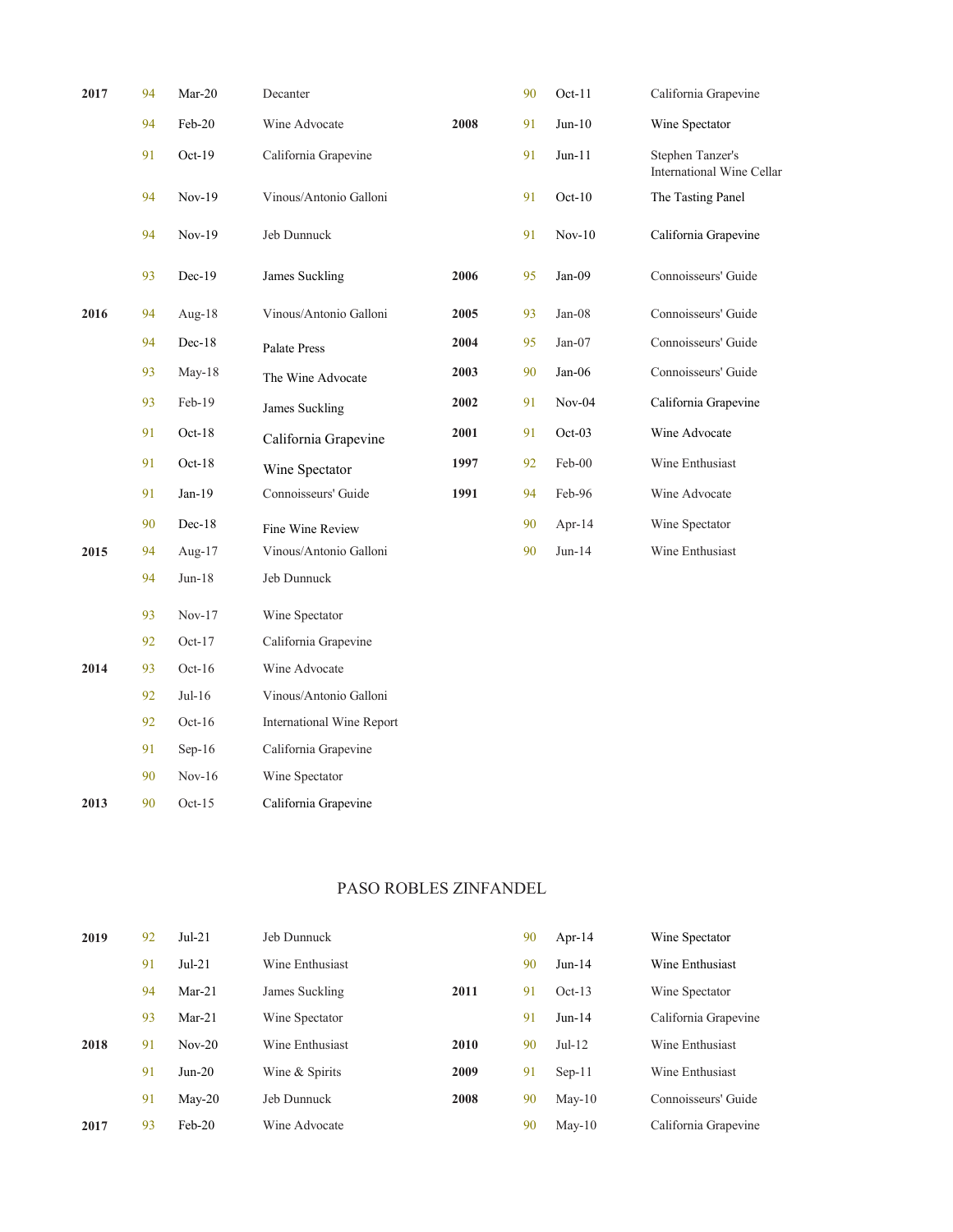| Vintage | Score | Date | Publication |
|---|---|---|---|
| 2017 | 94 | Mar-20 | Decanter |
| | 94 | Feb-20 | Wine Advocate |
| | 91 | Oct-19 | California Grapevine |
| | 94 | Nov-19 | Vinous/Antonio Galloni |
| | 94 | Nov-19 | Jeb Dunnuck |
| | 93 | Dec-19 | James Suckling |
| 2016 | 94 | Aug-18 | Vinous/Antonio Galloni |
| | 94 | Dec-18 | Palate Press |
| | 93 | May-18 | The Wine Advocate |
| | 93 | Feb-19 | James Suckling |
| | 91 | Oct-18 | California Grapevine |
| | 91 | Oct-18 | Wine Spectator |
| | 91 | Jan-19 | Connoisseurs' Guide |
| | 90 | Dec-18 | Fine Wine Review |
| 2015 | 94 | Aug-17 | Vinous/Antonio Galloni |
| | 94 | Jun-18 | Jeb Dunnuck |
| | 93 | Nov-17 | Wine Spectator |
| | 92 | Oct-17 | California Grapevine |
| 2014 | 93 | Oct-16 | Wine Advocate |
| | 92 | Jul-16 | Vinous/Antonio Galloni |
| | 92 | Oct-16 | International Wine Report |
| | 91 | Sep-16 | California Grapevine |
| | 90 | Nov-16 | Wine Spectator |
| 2013 | 90 | Oct-15 | California Grapevine |
| | 90 | Oct-11 | California Grapevine |
| 2008 | 91 | Jun-10 | Wine Spectator |
| | 91 | Jun-11 | Stephen Tanzer's International Wine Cellar |
| | 91 | Oct-10 | The Tasting Panel |
| | 91 | Nov-10 | California Grapevine |
| 2006 | 95 | Jan-09 | Connoisseurs' Guide |
| 2005 | 93 | Jan-08 | Connoisseurs' Guide |
| 2004 | 95 | Jan-07 | Connoisseurs' Guide |
| 2003 | 90 | Jan-06 | Connoisseurs' Guide |
| 2002 | 91 | Nov-04 | California Grapevine |
| 2001 | 91 | Oct-03 | Wine Advocate |
| 1997 | 92 | Feb-00 | Wine Enthusiast |
| 1991 | 94 | Feb-96 | Wine Advocate |
| | 90 | Apr-14 | Wine Spectator |
| | 90 | Jun-14 | Wine Enthusiast |

## PASO ROBLES ZINFANDEL

| Vintage | Score | Date | Publication |
|---|---|---|---|
| 2019 | 92 | Jul-21 | Jeb Dunnuck |
| | 91 | Jul-21 | Wine Enthusiast |
| | 94 | Mar-21 | James Suckling |
| | 93 | Mar-21 | Wine Spectator |
| 2018 | 91 | Nov-20 | Wine Enthusiast |
| | 91 | Jun-20 | Wine & Spirits |
| | 91 | May-20 | Jeb Dunnuck |
| 2017 | 93 | Feb-20 | Wine Advocate |
| | 90 | Apr-14 | Wine Spectator |
| | 90 | Jun-14 | Wine Enthusiast |
| 2011 | 91 | Oct-13 | Wine Spectator |
| | 91 | Jun-14 | California Grapevine |
| 2010 | 90 | Jul-12 | Wine Enthusiast |
| 2009 | 91 | Sep-11 | Wine Enthusiast |
| 2008 | 90 | May-10 | Connoisseurs' Guide |
| | 90 | May-10 | California Grapevine |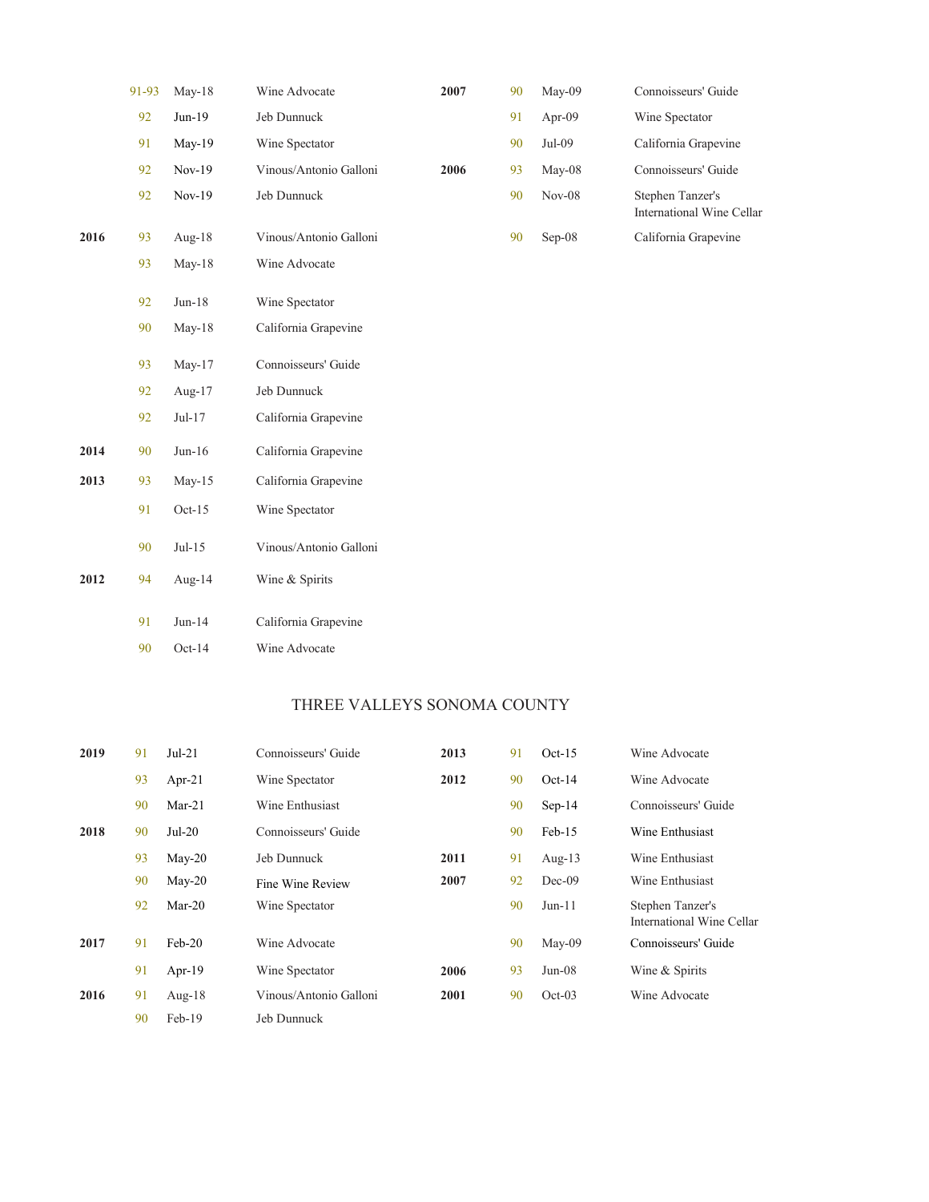| Vintage | Score | Date | Publication |
|---|---|---|---|
| | 91-93 | May-18 | Wine Advocate |
| | 92 | Jun-19 | Jeb Dunnuck |
| | 91 | May-19 | Wine Spectator |
| | 92 | Nov-19 | Vinous/Antonio Galloni |
| | 92 | Nov-19 | Jeb Dunnuck |
| **2016** | 93 | Aug-18 | Vinous/Antonio Galloni |
| | 93 | May-18 | Wine Advocate |
| | 92 | Jun-18 | Wine Spectator |
| | 90 | May-18 | California Grapevine |
| | 93 | May-17 | Connoisseurs' Guide |
| | 92 | Aug-17 | Jeb Dunnuck |
| | 92 | Jul-17 | California Grapevine |
| **2014** | 90 | Jun-16 | California Grapevine |
| **2013** | 93 | May-15 | California Grapevine |
| | 91 | Oct-15 | Wine Spectator |
| | 90 | Jul-15 | Vinous/Antonio Galloni |
| **2012** | 94 | Aug-14 | Wine & Spirits |
| | 91 | Jun-14 | California Grapevine |
| | 90 | Oct-14 | Wine Advocate |
| **2007** | 90 | May-09 | Connoisseurs' Guide |
| | 91 | Apr-09 | Wine Spectator |
| | 90 | Jul-09 | California Grapevine |
| **2006** | 93 | May-08 | Connoisseurs' Guide |
| | 90 | Nov-08 | Stephen Tanzer's International Wine Cellar |
| | 90 | Sep-08 | California Grapevine |

## THREE VALLEYS SONOMA COUNTY

| Vintage | Score | Date | Publication |
|---|---|---|---|
| **2019** | 91 | Jul-21 | Connoisseurs' Guide |
| | 93 | Apr-21 | Wine Spectator |
| | 90 | Mar-21 | Wine Enthusiast |
| **2018** | 90 | Jul-20 | Connoisseurs' Guide |
| | 93 | May-20 | Jeb Dunnuck |
| | 90 | May-20 | Fine Wine Review |
| | 92 | Mar-20 | Wine Spectator |
| **2017** | 91 | Feb-20 | Wine Advocate |
| | 91 | Apr-19 | Wine Spectator |
| **2016** | 91 | Aug-18 | Vinous/Antonio Galloni |
| | 90 | Feb-19 | Jeb Dunnuck |
| **2013** | 91 | Oct-15 | Wine Advocate |
| **2012** | 90 | Oct-14 | Wine Advocate |
| | 90 | Sep-14 | Connoisseurs' Guide |
| | 90 | Feb-15 | Wine Enthusiast |
| **2011** | 91 | Aug-13 | Wine Enthusiast |
| **2007** | 92 | Dec-09 | Wine Enthusiast |
| | 90 | Jun-11 | Stephen Tanzer's International Wine Cellar |
| | 90 | May-09 | Connoisseurs' Guide |
| **2006** | 93 | Jun-08 | Wine & Spirits |
| **2001** | 90 | Oct-03 | Wine Advocate |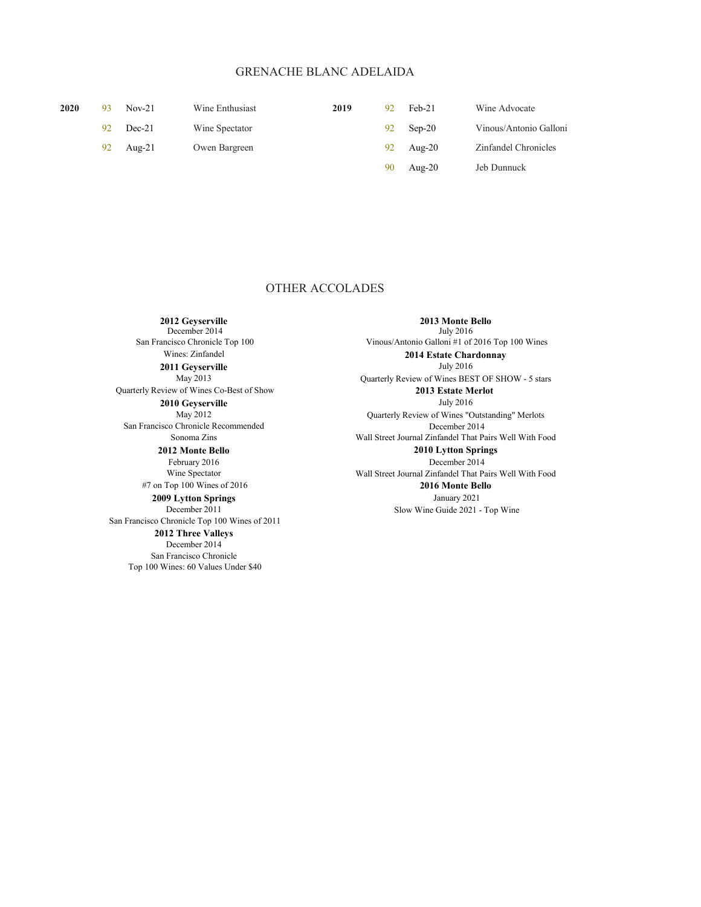## GRENACHE BLANC ADELAIDA

| | | | | | | | |
|---|---|---|---|---|---|---|---|
| **2020** | 93 | Nov-21 | Wine Enthusiast | **2019** | 92 | Feb-21 | Wine Advocate |
| | 92 | Dec-21 | Wine Spectator | | 92 | Sep-20 | Vinous/Antonio Galloni |
| | 92 | Aug-21 | Owen Bargreen | | 92 | Aug-20 | Zinfandel Chronicles |
| | | | | | 90 | Aug-20 | Jeb Dunnuck |

## OTHER ACCOLADES

**2012 Geyserville**
December 2014
San Francisco Chronicle Top 100 Wines: Zinfandel

**2011 Geyserville**
May 2013
Quarterly Review of Wines Co-Best of Show

**2010 Geyserville**
May 2012
San Francisco Chronicle Recommended Sonoma Zins

**2012 Monte Bello**
February 2016
Wine Spectator
#7 on Top 100 Wines of 2016

**2009 Lytton Springs**
December 2011
San Francisco Chronicle Top 100 Wines of 2011

**2012 Three Valleys**
December 2014
San Francisco Chronicle
Top 100 Wines: 60 Values Under $40

**2013 Monte Bello**
July 2016
Vinous/Antonio Galloni #1 of 2016 Top 100 Wines

**2014 Estate Chardonnay**
July 2016
Quarterly Review of Wines BEST OF SHOW - 5 stars

**2013 Estate Merlot**
July 2016
Quarterly Review of Wines "Outstanding" Merlots
December 2014
Wall Street Journal Zinfandel That Pairs Well With Food

**2010 Lytton Springs**
December 2014
Wall Street Journal Zinfandel That Pairs Well With Food

**2016 Monte Bello**
January 2021
Slow Wine Guide 2021 - Top Wine